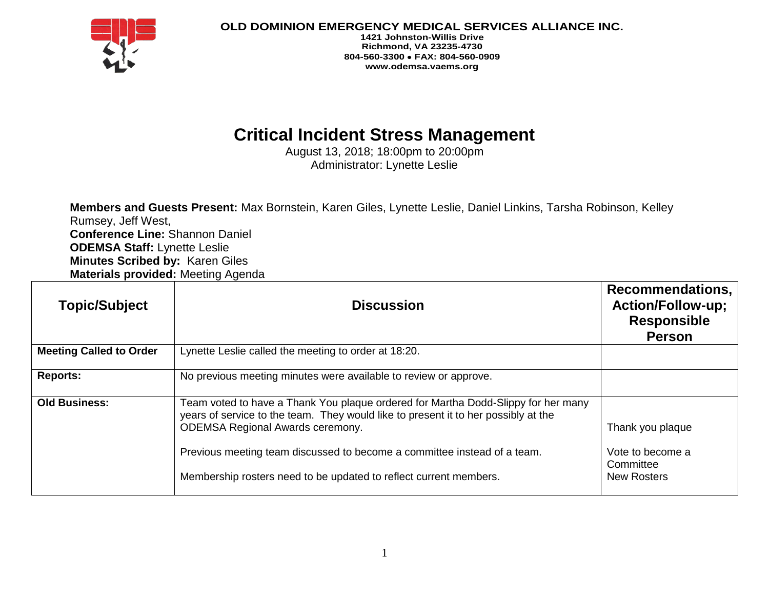**OLD DOMINION EMERGENCY MEDICAL SERVICES ALLIANCE INC.**
**1421 Johnston-Willis Drive**
**Richmond, VA 23235-4730**
**804-560-3300 • FAX: 804-560-0909**
**www.odemsa.vaems.org**

# Critical Incident Stress Management

August 13, 2018; 18:00pm to 20:00pm
Administrator: Lynette Leslie

**Members and Guests Present:** Max Bornstein, Karen Giles, Lynette Leslie, Daniel Linkins, Tarsha Robinson, Kelley Rumsey, Jeff West,
**Conference Line:** Shannon Daniel
**ODEMSA Staff:** Lynette Leslie
**Minutes Scribed by:** Karen Giles
**Materials provided:** Meeting Agenda

| Topic/Subject | Discussion | Recommendations, Action/Follow-up; Responsible Person |
|---|---|---|
| **Meeting Called to Order** | Lynette Leslie called the meeting to order at 18:20. | |
| **Reports:** | No previous meeting minutes were available to review or approve. | |
| **Old Business:** | Team voted to have a Thank You plaque ordered for Martha Dodd-Slippy for her many years of service to the team. They would like to present it to her possibly at the ODEMSA Regional Awards ceremony.<br><br>Previous meeting team discussed to become a committee instead of a team.<br><br>Membership rosters need to be updated to reflect current members. | Thank you plaque<br><br>Vote to become a Committee<br>New Rosters |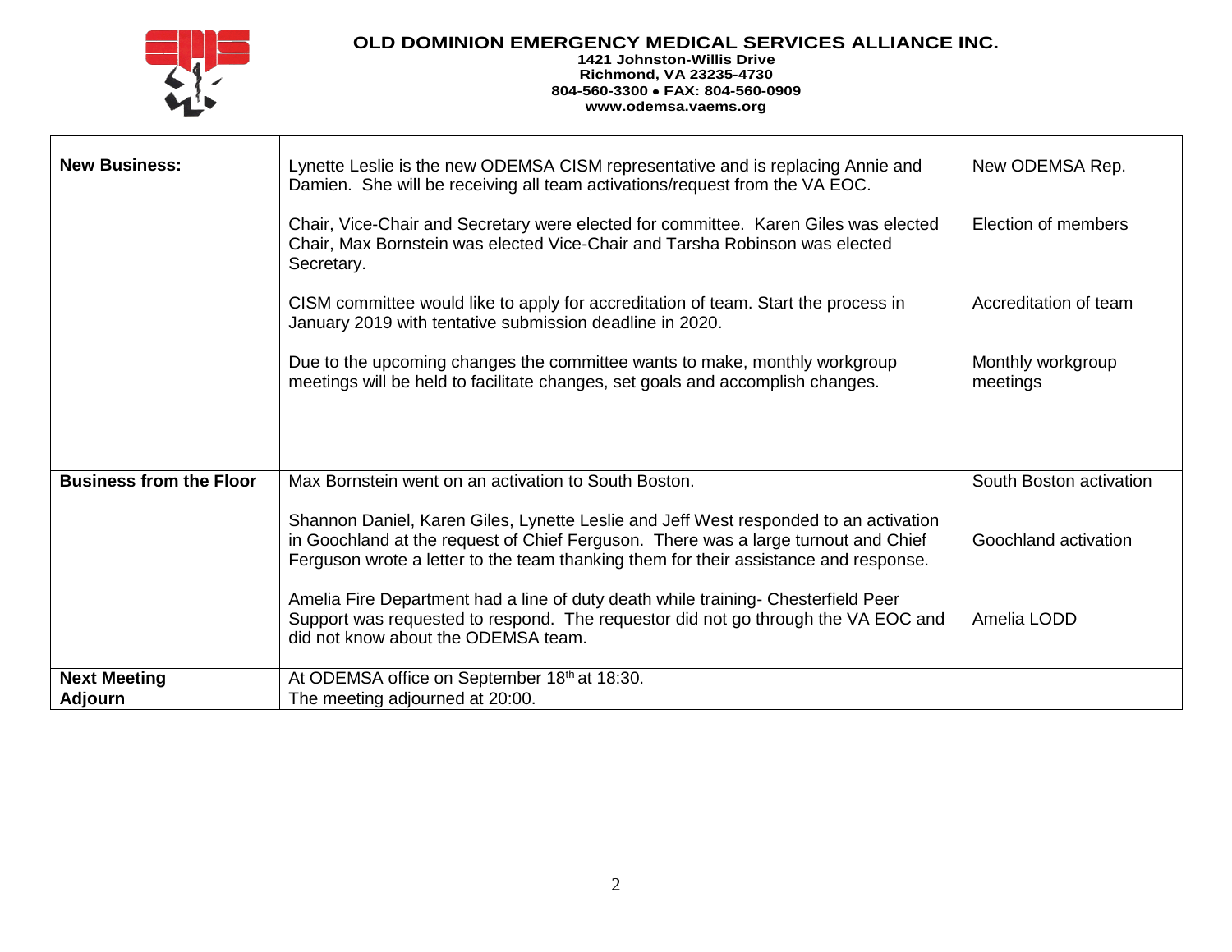**OLD DOMINION EMERGENCY MEDICAL SERVICES ALLIANCE INC.**
**1421 Johnston-Willis Drive**
**Richmond, VA 23235-4730**
**804-560-3300 • FAX: 804-560-0909**
**www.odemsa.vaems.org**

| | | |
|---|---|---|
| **New Business:** | Lynette Leslie is the new ODEMSA CISM representative and is replacing Annie and Damien. She will be receiving all team activations/request from the VA EOC. | New ODEMSA Rep. |
| | Chair, Vice-Chair and Secretary were elected for committee. Karen Giles was elected Chair, Max Bornstein was elected Vice-Chair and Tarsha Robinson was elected Secretary. | Election of members |
| | CISM committee would like to apply for accreditation of team. Start the process in January 2019 with tentative submission deadline in 2020. | Accreditation of team |
| | Due to the upcoming changes the committee wants to make, monthly workgroup meetings will be held to facilitate changes, set goals and accomplish changes. | Monthly workgroup meetings |
| **Business from the Floor** | Max Bornstein went on an activation to South Boston. | South Boston activation |
| | Shannon Daniel, Karen Giles, Lynette Leslie and Jeff West responded to an activation in Goochland at the request of Chief Ferguson. There was a large turnout and Chief Ferguson wrote a letter to the team thanking them for their assistance and response. | Goochland activation |
| | Amelia Fire Department had a line of duty death while training- Chesterfield Peer Support was requested to respond. The requestor did not go through the VA EOC and did not know about the ODEMSA team. | Amelia LODD |
| **Next Meeting** | At ODEMSA office on September 18th at 18:30. | |
| **Adjourn** | The meeting adjourned at 20:00. | |